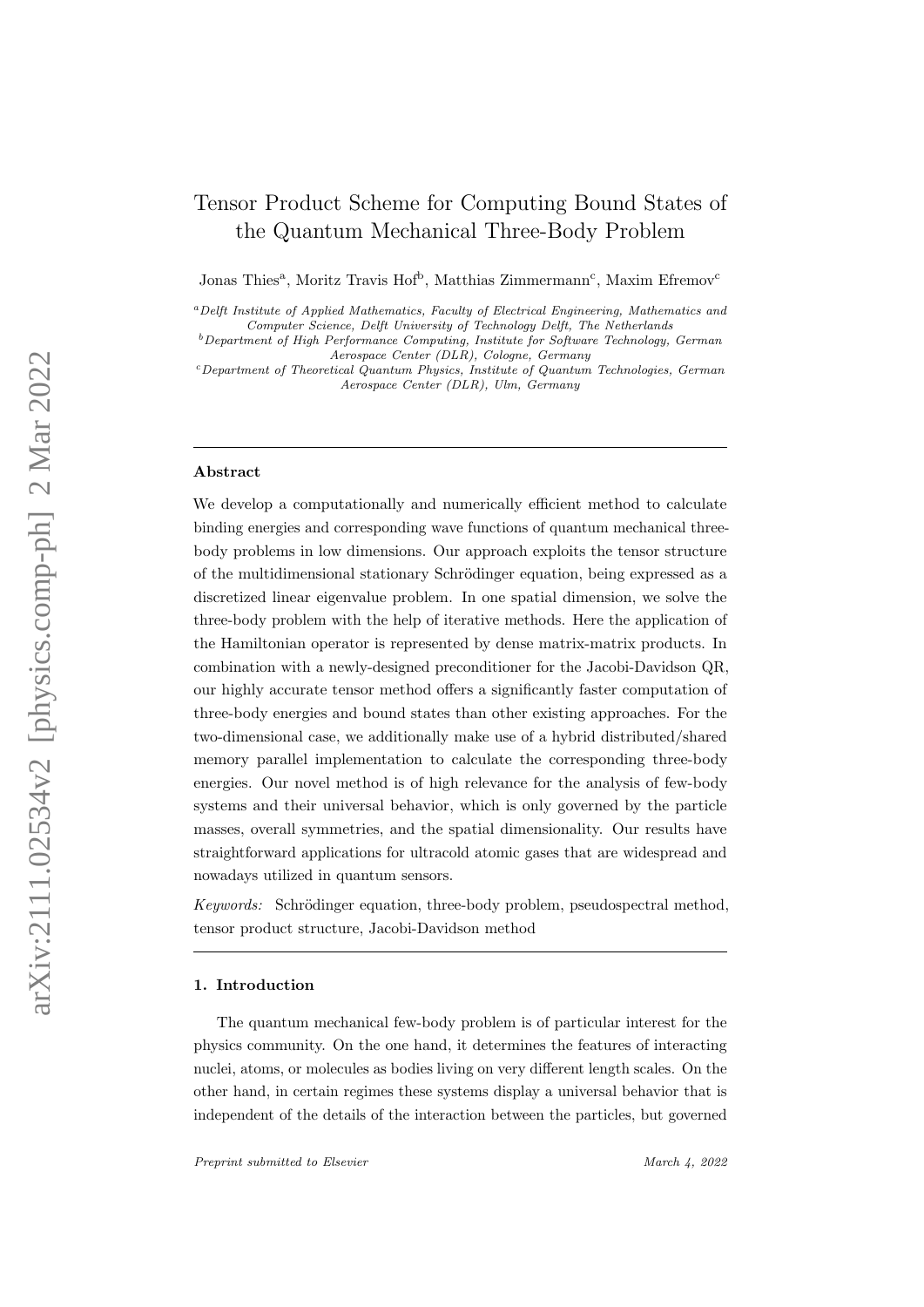# Tensor Product Scheme for Computing Bound States of the Quantum Mechanical Three-Body Problem

Jonas Thies[a], Moritz Travis Hof[b], Matthias Zimmermann[c], Maxim Efremov[c]

[a] *Delft Institute of Applied Mathematics, Faculty of Electrical Engineering, Mathematics and Computer Science, Delft University of Technology Delft, The Netherlands*

[b] *Department of High Performance Computing, Institute for Software Technology, German Aerospace Center (DLR), Cologne, Germany*

[c] *Department of Theoretical Quantum Physics, Institute of Quantum Technologies, German Aerospace Center (DLR), Ulm, Germany*

## Abstract

We develop a computationally and numerically efficient method to calculate binding energies and corresponding wave functions of quantum mechanical three-body problems in low dimensions. Our approach exploits the tensor structure of the multidimensional stationary Schrödinger equation, being expressed as a discretized linear eigenvalue problem. In one spatial dimension, we solve the three-body problem with the help of iterative methods. Here the application of the Hamiltonian operator is represented by dense matrix-matrix products. In combination with a newly-designed preconditioner for the Jacobi-Davidson QR, our highly accurate tensor method offers a significantly faster computation of three-body energies and bound states than other existing approaches. For the two-dimensional case, we additionally make use of a hybrid distributed/shared memory parallel implementation to calculate the corresponding three-body energies. Our novel method is of high relevance for the analysis of few-body systems and their universal behavior, which is only governed by the particle masses, overall symmetries, and the spatial dimensionality. Our results have straightforward applications for ultracold atomic gases that are widespread and nowadays utilized in quantum sensors.

*Keywords:* Schrödinger equation, three-body problem, pseudospectral method, tensor product structure, Jacobi-Davidson method

## 1. Introduction

The quantum mechanical few-body problem is of particular interest for the physics community. On the one hand, it determines the features of interacting nuclei, atoms, or molecules as bodies living on very different length scales. On the other hand, in certain regimes these systems display a universal behavior that is independent of the details of the interaction between the particles, but governed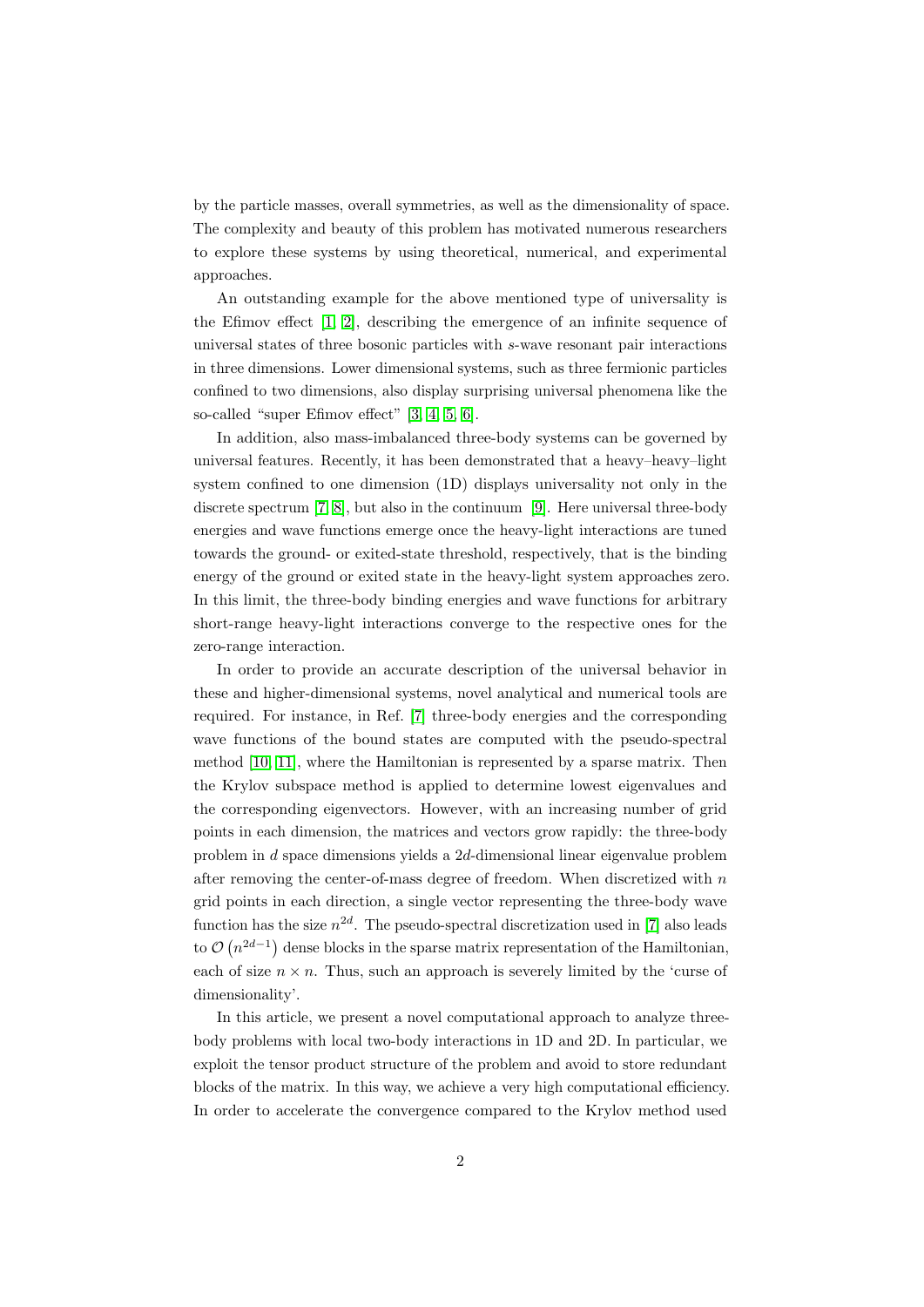by the particle masses, overall symmetries, as well as the dimensionality of space. The complexity and beauty of this problem has motivated numerous researchers to explore these systems by using theoretical, numerical, and experimental approaches.

An outstanding example for the above mentioned type of universality is the Efimov effect [1, 2], describing the emergence of an infinite sequence of universal states of three bosonic particles with $s$-wave resonant pair interactions in three dimensions. Lower dimensional systems, such as three fermionic particles confined to two dimensions, also display surprising universal phenomena like the so-called "super Efimov effect" [3, 4, 5, 6].

In addition, also mass-imbalanced three-body systems can be governed by universal features. Recently, it has been demonstrated that a heavy–heavy–light system confined to one dimension (1D) displays universality not only in the discrete spectrum [7, 8], but also in the continuum [9]. Here universal three-body energies and wave functions emerge once the heavy-light interactions are tuned towards the ground- or exited-state threshold, respectively, that is the binding energy of the ground or exited state in the heavy-light system approaches zero. In this limit, the three-body binding energies and wave functions for arbitrary short-range heavy-light interactions converge to the respective ones for the zero-range interaction.

In order to provide an accurate description of the universal behavior in these and higher-dimensional systems, novel analytical and numerical tools are required. For instance, in Ref. [7] three-body energies and the corresponding wave functions of the bound states are computed with the pseudo-spectral method [10, 11], where the Hamiltonian is represented by a sparse matrix. Then the Krylov subspace method is applied to determine lowest eigenvalues and the corresponding eigenvectors. However, with an increasing number of grid points in each dimension, the matrices and vectors grow rapidly: the three-body problem in $d$ space dimensions yields a $2d$-dimensional linear eigenvalue problem after removing the center-of-mass degree of freedom. When discretized with $n$ grid points in each direction, a single vector representing the three-body wave function has the size $n^{2d}$. The pseudo-spectral discretization used in [7] also leads to $\mathcal{O}\left(n^{2d-1}\right)$ dense blocks in the sparse matrix representation of the Hamiltonian, each of size $n \times n$. Thus, such an approach is severely limited by the 'curse of dimensionality'.

In this article, we present a novel computational approach to analyze three-body problems with local two-body interactions in 1D and 2D. In particular, we exploit the tensor product structure of the problem and avoid to store redundant blocks of the matrix. In this way, we achieve a very high computational efficiency. In order to accelerate the convergence compared to the Krylov method used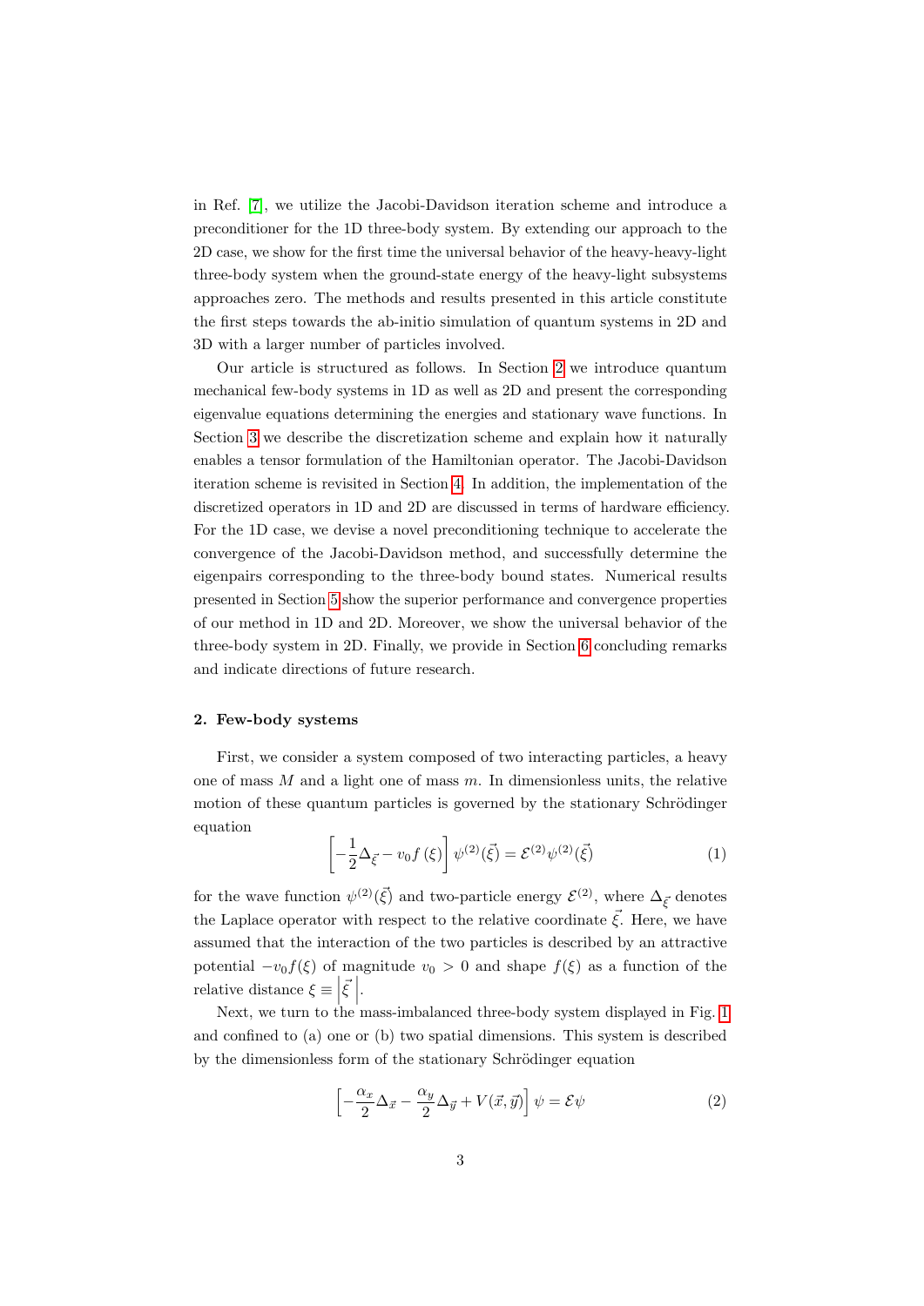in Ref. [7], we utilize the Jacobi-Davidson iteration scheme and introduce a preconditioner for the 1D three-body system. By extending our approach to the 2D case, we show for the first time the universal behavior of the heavy-heavy-light three-body system when the ground-state energy of the heavy-light subsystems approaches zero. The methods and results presented in this article constitute the first steps towards the ab-initio simulation of quantum systems in 2D and 3D with a larger number of particles involved.

Our article is structured as follows. In Section 2 we introduce quantum mechanical few-body systems in 1D as well as 2D and present the corresponding eigenvalue equations determining the energies and stationary wave functions. In Section 3 we describe the discretization scheme and explain how it naturally enables a tensor formulation of the Hamiltonian operator. The Jacobi-Davidson iteration scheme is revisited in Section 4. In addition, the implementation of the discretized operators in 1D and 2D are discussed in terms of hardware efficiency. For the 1D case, we devise a novel preconditioning technique to accelerate the convergence of the Jacobi-Davidson method, and successfully determine the eigenpairs corresponding to the three-body bound states. Numerical results presented in Section 5 show the superior performance and convergence properties of our method in 1D and 2D. Moreover, we show the universal behavior of the three-body system in 2D. Finally, we provide in Section 6 concluding remarks and indicate directions of future research.

## 2. Few-body systems

First, we consider a system composed of two interacting particles, a heavy one of mass $M$ and a light one of mass $m$. In dimensionless units, the relative motion of these quantum particles is governed by the stationary Schrödinger equation

$$\left[-\frac{1}{2}\Delta_{\vec{\xi}} - v_0 f\left(\xi\right)\right] \psi^{(2)}(\vec{\xi}) = \mathcal{E}^{(2)}\psi^{(2)}(\vec{\xi}) \tag{1}$$

for the wave function $\psi^{(2)}(\vec{\xi})$ and two-particle energy $\mathcal{E}^{(2)}$, where $\Delta_{\vec{\xi}}$ denotes the Laplace operator with respect to the relative coordinate $\vec{\xi}$. Here, we have assumed that the interaction of the two particles is described by an attractive potential $-v_0 f(\xi)$ of magnitude $v_0 > 0$ and shape $f(\xi)$ as a function of the relative distance $\xi \equiv \left|\vec{\xi}\right|$.

Next, we turn to the mass-imbalanced three-body system displayed in Fig. 1 and confined to (a) one or (b) two spatial dimensions. This system is described by the dimensionless form of the stationary Schrödinger equation

$$\left[-\frac{\alpha_x}{2}\Delta_{\vec{x}} - \frac{\alpha_y}{2}\Delta_{\vec{y}} + V(\vec{x},\vec{y})\right]\psi = \mathcal{E}\psi \tag{2}$$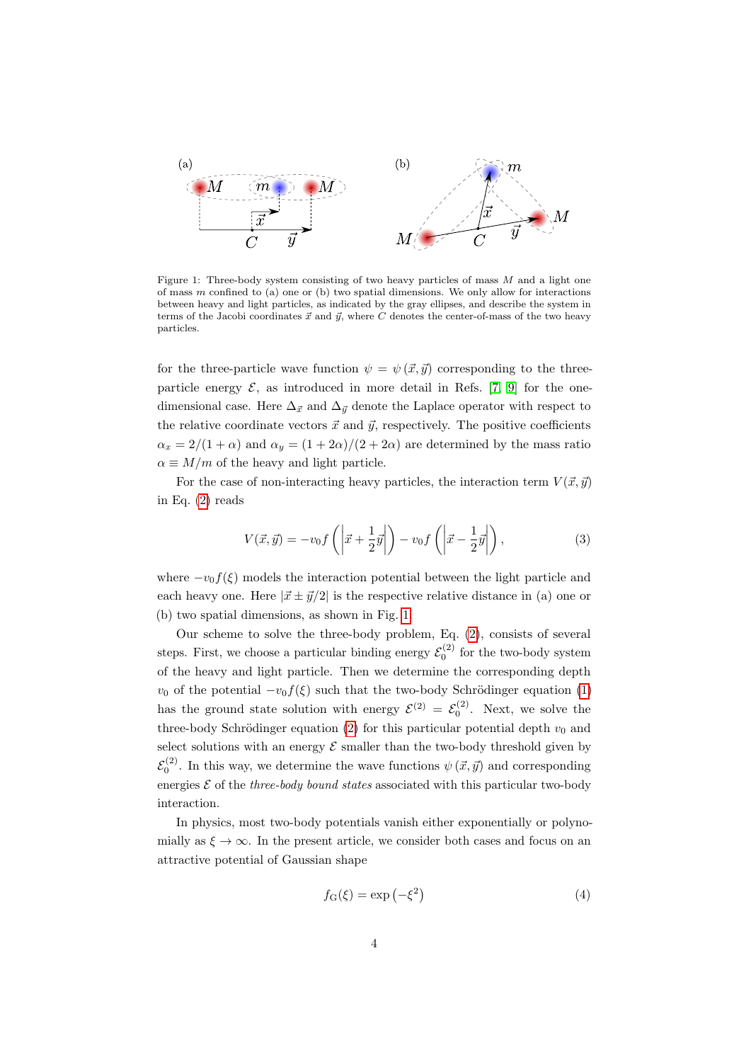Figure 1: Three-body system consisting of two heavy particles of mass $M$ and a light one of mass $m$ confined to (a) one or (b) two spatial dimensions. We only allow for interactions between heavy and light particles, as indicated by the gray ellipses, and describe the system in terms of the Jacobi coordinates $\vec{x}$ and $\vec{y}$, where $C$ denotes the center-of-mass of the two heavy particles.

for the three-particle wave function $\psi = \psi(\vec{x}, \vec{y})$ corresponding to the three-particle energy $\mathcal{E}$, as introduced in more detail in Refs. [7, 9] for the one-dimensional case. Here $\Delta_{\vec{x}}$ and $\Delta_{\vec{y}}$ denote the Laplace operator with respect to the relative coordinate vectors $\vec{x}$ and $\vec{y}$, respectively. The positive coefficients $\alpha_x = 2/(1+\alpha)$ and $\alpha_y = (1+2\alpha)/(2+2\alpha)$ are determined by the mass ratio $\alpha \equiv M/m$ of the heavy and light particle.

For the case of non-interacting heavy particles, the interaction term $V(\vec{x}, \vec{y})$ in Eq. (2) reads

$$V(\vec{x}, \vec{y}) = -v_0 f\left(\left|\vec{x} + \frac{1}{2}\vec{y}\right|\right) - v_0 f\left(\left|\vec{x} - \frac{1}{2}\vec{y}\right|\right), \tag{3}$$

where $-v_0 f(\xi)$ models the interaction potential between the light particle and each heavy one. Here $|\vec{x} \pm \vec{y}/2|$ is the respective relative distance in (a) one or (b) two spatial dimensions, as shown in Fig. 1.

Our scheme to solve the three-body problem, Eq. (2), consists of several steps. First, we choose a particular binding energy $\mathcal{E}_0^{(2)}$ for the two-body system of the heavy and light particle. Then we determine the corresponding depth $v_0$ of the potential $-v_0 f(\xi)$ such that the two-body Schrödinger equation (1) has the ground state solution with energy $\mathcal{E}^{(2)} = \mathcal{E}_0^{(2)}$. Next, we solve the three-body Schrödinger equation (2) for this particular potential depth $v_0$ and select solutions with an energy $\mathcal{E}$ smaller than the two-body threshold given by $\mathcal{E}_0^{(2)}$. In this way, we determine the wave functions $\psi(\vec{x}, \vec{y})$ and corresponding energies $\mathcal{E}$ of the *three-body bound states* associated with this particular two-body interaction.

In physics, most two-body potentials vanish either exponentially or polynomially as $\xi \to \infty$. In the present article, we consider both cases and focus on an attractive potential of Gaussian shape

$$f_{\mathrm{G}}(\xi) = \exp\left(-\xi^2\right) \tag{4}$$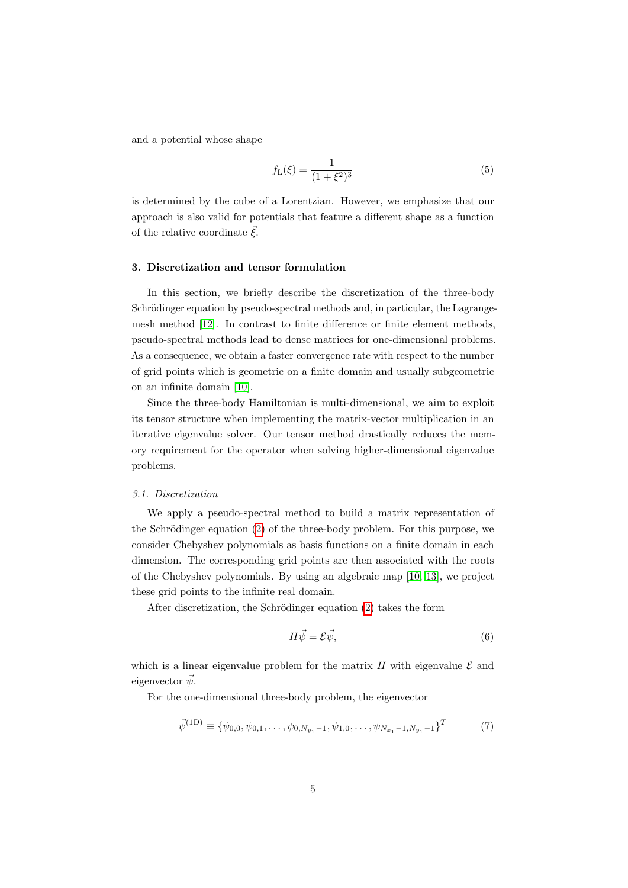and a potential whose shape

$$f_{\mathrm{L}}(\xi) = \frac{1}{(1+\xi^2)^3} \tag{5}$$

is determined by the cube of a Lorentzian. However, we emphasize that our approach is also valid for potentials that feature a different shape as a function of the relative coordinate $\vec{\xi}$.

### 3. Discretization and tensor formulation

In this section, we briefly describe the discretization of the three-body Schrödinger equation by pseudo-spectral methods and, in particular, the Lagrange-mesh method [12]. In contrast to finite difference or finite element methods, pseudo-spectral methods lead to dense matrices for one-dimensional problems. As a consequence, we obtain a faster convergence rate with respect to the number of grid points which is geometric on a finite domain and usually subgeometric on an infinite domain [10].

Since the three-body Hamiltonian is multi-dimensional, we aim to exploit its tensor structure when implementing the matrix-vector multiplication in an iterative eigenvalue solver. Our tensor method drastically reduces the memory requirement for the operator when solving higher-dimensional eigenvalue problems.

#### *3.1. Discretization*

We apply a pseudo-spectral method to build a matrix representation of the Schrödinger equation (2) of the three-body problem. For this purpose, we consider Chebyshev polynomials as basis functions on a finite domain in each dimension. The corresponding grid points are then associated with the roots of the Chebyshev polynomials. By using an algebraic map [10, 13], we project these grid points to the infinite real domain.

After discretization, the Schrödinger equation (2) takes the form

$$H\vec{\psi} = \mathcal{E}\vec{\psi}, \tag{6}$$

which is a linear eigenvalue problem for the matrix $H$ with eigenvalue $\mathcal{E}$ and eigenvector $\vec{\psi}$.

For the one-dimensional three-body problem, the eigenvector

$$\vec{\psi}^{(1\mathrm{D})} \equiv \{\psi_{0,0}, \psi_{0,1}, \ldots, \psi_{0,N_{y_1}-1}, \psi_{1,0}, \ldots, \psi_{N_{x_1}-1,N_{y_1}-1}\}^T \tag{7}$$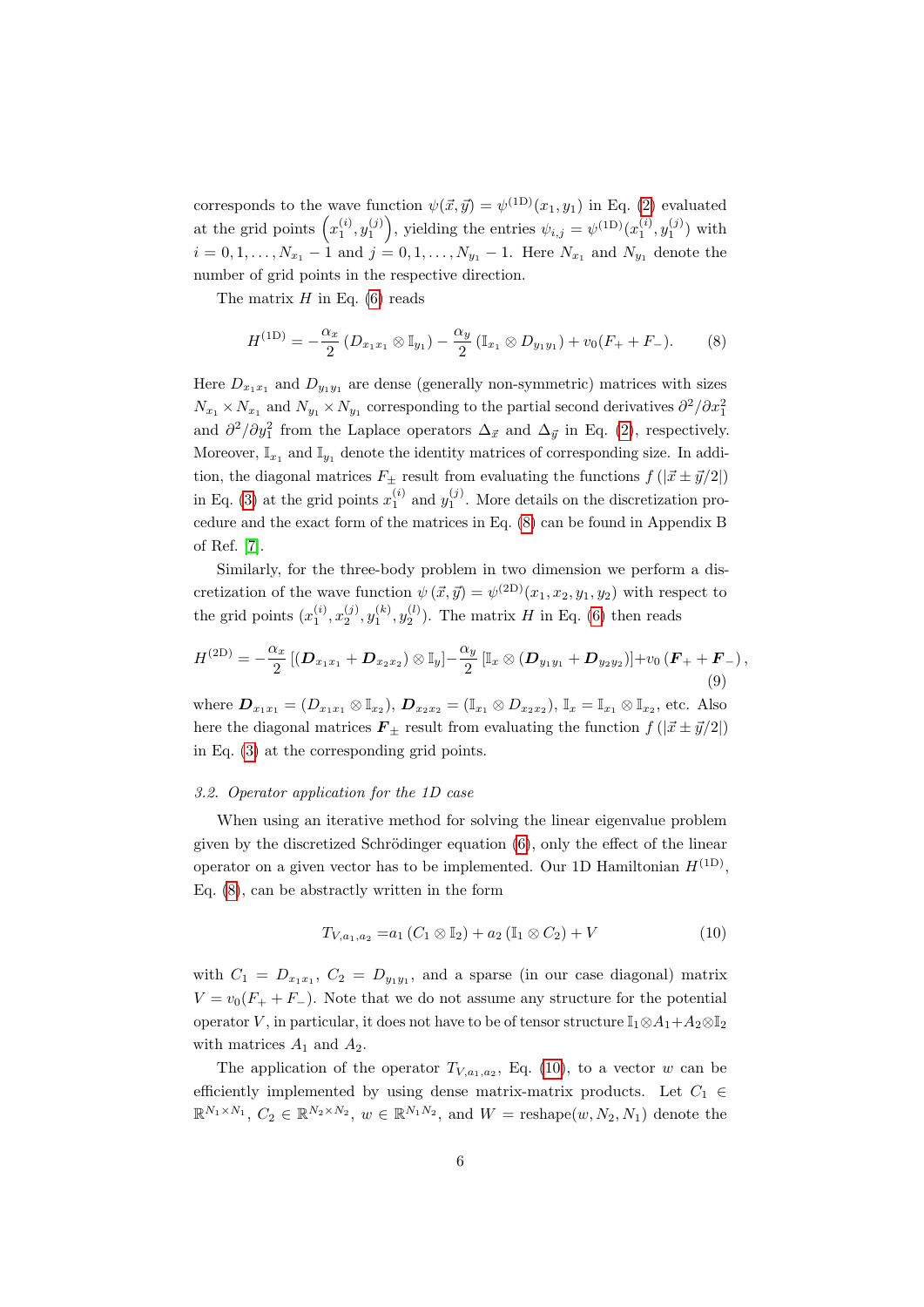corresponds to the wave function $\psi(\vec{x},\vec{y}) = \psi^{(1\mathrm{D})}(x_1,y_1)$ in Eq. (2) evaluated at the grid points $\left(x_1^{(i)}, y_1^{(j)}\right)$, yielding the entries $\psi_{i,j} = \psi^{(1\mathrm{D})}(x_1^{(i)}, y_1^{(j)})$ with $i = 0, 1, \ldots, N_{x_1}-1$ and $j = 0, 1, \ldots, N_{y_1}-1$. Here $N_{x_1}$ and $N_{y_1}$ denote the number of grid points in the respective direction.

The matrix $H$ in Eq. (6) reads

$$H^{(1\mathrm{D})} = -\frac{\alpha_x}{2}\left(D_{x_1x_1} \otimes \mathbb{I}_{y_1}\right) - \frac{\alpha_y}{2}\left(\mathbb{I}_{x_1} \otimes D_{y_1y_1}\right) + v_0(F_+ + F_-). \tag{8}$$

Here $D_{x_1x_1}$ and $D_{y_1y_1}$ are dense (generally non-symmetric) matrices with sizes $N_{x_1} \times N_{x_1}$ and $N_{y_1} \times N_{y_1}$ corresponding to the partial second derivatives $\partial^2/\partial x_1^2$ and $\partial^2/\partial y_1^2$ from the Laplace operators $\Delta_{\vec{x}}$ and $\Delta_{\vec{y}}$ in Eq. (2), respectively. Moreover, $\mathbb{I}_{x_1}$ and $\mathbb{I}_{y_1}$ denote the identity matrices of corresponding size. In addition, the diagonal matrices $F_\pm$ result from evaluating the functions $f\left(|\vec{x} \pm \vec{y}/2|\right)$ in Eq. (3) at the grid points $x_1^{(i)}$ and $y_1^{(j)}$. More details on the discretization procedure and the exact form of the matrices in Eq. (8) can be found in Appendix B of Ref. [7].

Similarly, for the three-body problem in two dimension we perform a discretization of the wave function $\psi\left(\vec{x},\vec{y}\right) = \psi^{(2\mathrm{D})}(x_1, x_2, y_1, y_2)$ with respect to the grid points $(x_1^{(i)}, x_2^{(j)}, y_1^{(k)}, y_2^{(l)})$. The matrix $H$ in Eq. (6) then reads

$$H^{(2\mathrm{D})} = -\frac{\alpha_x}{2}\left[\left(\boldsymbol{D}_{x_1x_1} + \boldsymbol{D}_{x_2x_2}\right) \otimes \mathbb{I}_y\right] - \frac{\alpha_y}{2}\left[\mathbb{I}_x \otimes \left(\boldsymbol{D}_{y_1y_1} + \boldsymbol{D}_{y_2y_2}\right)\right] + v_0\left(\boldsymbol{F}_+ + \boldsymbol{F}_-\right), \tag{9}$$

where $\boldsymbol{D}_{x_1x_1} = (D_{x_1x_1} \otimes \mathbb{I}_{x_2})$, $\boldsymbol{D}_{x_2x_2} = (\mathbb{I}_{x_1} \otimes D_{x_2x_2})$, $\mathbb{I}_x = \mathbb{I}_{x_1} \otimes \mathbb{I}_{x_2}$, etc. Also here the diagonal matrices $\boldsymbol{F}_\pm$ result from evaluating the function $f\left(|\vec{x} \pm \vec{y}/2|\right)$ in Eq. (3) at the corresponding grid points.

### 3.2. Operator application for the 1D case

When using an iterative method for solving the linear eigenvalue problem given by the discretized Schrödinger equation (6), only the effect of the linear operator on a given vector has to be implemented. Our 1D Hamiltonian $H^{(1\mathrm{D})}$, Eq. (8), can be abstractly written in the form

$$T_{V,a_1,a_2} = a_1\left(C_1 \otimes \mathbb{I}_2\right) + a_2\left(\mathbb{I}_1 \otimes C_2\right) + V \tag{10}$$

with $C_1 = D_{x_1x_1}$, $C_2 = D_{y_1y_1}$, and a sparse (in our case diagonal) matrix $V = v_0(F_+ + F_-)$. Note that we do not assume any structure for the potential operator $V$, in particular, it does not have to be of tensor structure $\mathbb{I}_1 \otimes A_1 + A_2 \otimes \mathbb{I}_2$ with matrices $A_1$ and $A_2$.

The application of the operator $T_{V,a_1,a_2}$, Eq. (10), to a vector $w$ can be efficiently implemented by using dense matrix-matrix products. Let $C_1 \in \mathbb{R}^{N_1 \times N_1}$, $C_2 \in \mathbb{R}^{N_2 \times N_2}$, $w \in \mathbb{R}^{N_1N_2}$, and $W = \mathrm{reshape}(w, N_2, N_1)$ denote the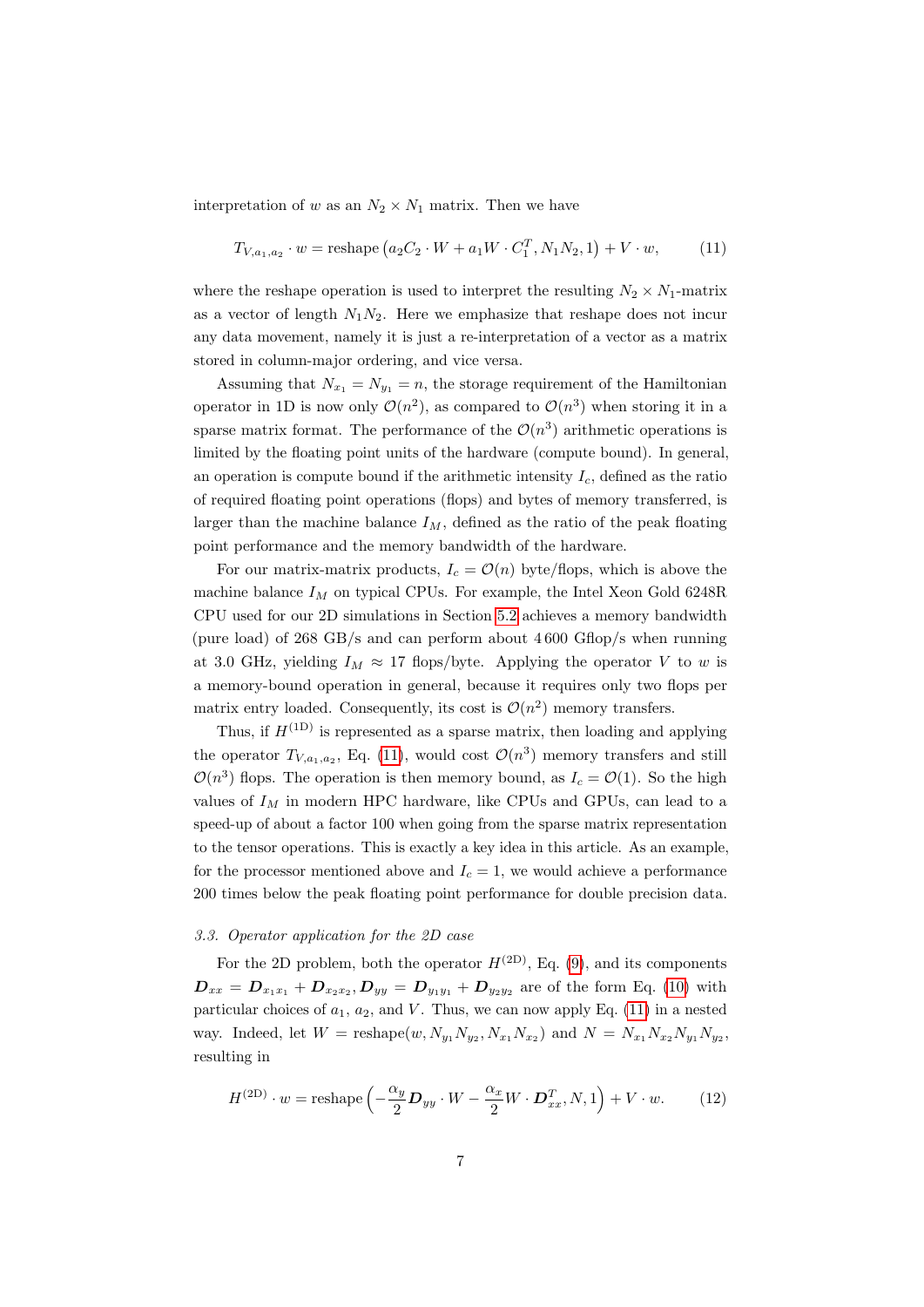interpretation of $w$ as an $N_2 \times N_1$ matrix. Then we have

$$T_{V,a_1,a_2} \cdot w = \text{reshape}\left(a_2 C_2 \cdot W + a_1 W \cdot C_1^T, N_1 N_2, 1\right) + V \cdot w, \tag{11}$$

where the reshape operation is used to interpret the resulting $N_2 \times N_1$-matrix as a vector of length $N_1 N_2$. Here we emphasize that reshape does not incur any data movement, namely it is just a re-interpretation of a vector as a matrix stored in column-major ordering, and vice versa.

Assuming that $N_{x_1} = N_{y_1} = n$, the storage requirement of the Hamiltonian operator in 1D is now only $\mathcal{O}(n^2)$, as compared to $\mathcal{O}(n^3)$ when storing it in a sparse matrix format. The performance of the $\mathcal{O}(n^3)$ arithmetic operations is limited by the floating point units of the hardware (compute bound). In general, an operation is compute bound if the arithmetic intensity $I_c$, defined as the ratio of required floating point operations (flops) and bytes of memory transferred, is larger than the machine balance $I_M$, defined as the ratio of the peak floating point performance and the memory bandwidth of the hardware.

For our matrix-matrix products, $I_c = \mathcal{O}(n)$ byte/flops, which is above the machine balance $I_M$ on typical CPUs. For example, the Intel Xeon Gold 6248R CPU used for our 2D simulations in Section 5.2 achieves a memory bandwidth (pure load) of 268 GB/s and can perform about 4 600 Gflop/s when running at 3.0 GHz, yielding $I_M \approx 17$ flops/byte. Applying the operator $V$ to $w$ is a memory-bound operation in general, because it requires only two flops per matrix entry loaded. Consequently, its cost is $\mathcal{O}(n^2)$ memory transfers.

Thus, if $H^{(1\text{D})}$ is represented as a sparse matrix, then loading and applying the operator $T_{V,a_1,a_2}$, Eq. (11), would cost $\mathcal{O}(n^3)$ memory transfers and still $\mathcal{O}(n^3)$ flops. The operation is then memory bound, as $I_c = \mathcal{O}(1)$. So the high values of $I_M$ in modern HPC hardware, like CPUs and GPUs, can lead to a speed-up of about a factor 100 when going from the sparse matrix representation to the tensor operations. This is exactly a key idea in this article. As an example, for the processor mentioned above and $I_c = 1$, we would achieve a performance 200 times below the peak floating point performance for double precision data.

### *3.3. Operator application for the 2D case*

For the 2D problem, both the operator $H^{(2\text{D})}$, Eq. (9), and its components $\boldsymbol{D}_{xx} = \boldsymbol{D}_{x_1x_1} + \boldsymbol{D}_{x_2x_2}, \boldsymbol{D}_{yy} = \boldsymbol{D}_{y_1y_1} + \boldsymbol{D}_{y_2y_2}$ are of the form Eq. (10) with particular choices of $a_1$, $a_2$, and $V$. Thus, we can now apply Eq. (11) in a nested way. Indeed, let $W = \text{reshape}(w, N_{y_1}N_{y_2}, N_{x_1}N_{x_2})$ and $N = N_{x_1}N_{x_2}N_{y_1}N_{y_2}$, resulting in

$$H^{(2\text{D})} \cdot w = \text{reshape}\left(-\frac{\alpha_y}{2}\boldsymbol{D}_{yy} \cdot W - \frac{\alpha_x}{2} W \cdot \boldsymbol{D}_{xx}^T, N, 1\right) + V \cdot w. \tag{12}$$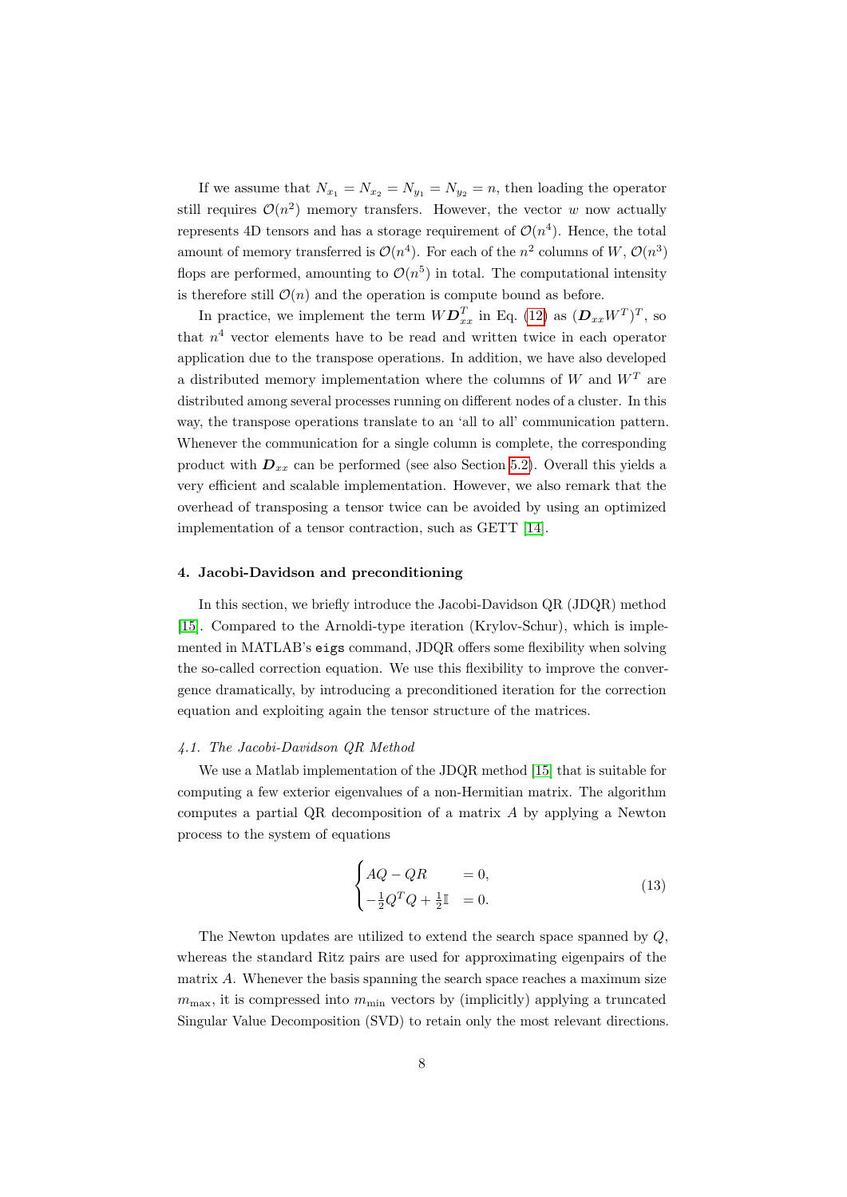If we assume that $N_{x_1} = N_{x_2} = N_{y_1} = N_{y_2} = n$, then loading the operator still requires $\mathcal{O}(n^2)$ memory transfers. However, the vector $w$ now actually represents 4D tensors and has a storage requirement of $\mathcal{O}(n^4)$. Hence, the total amount of memory transferred is $\mathcal{O}(n^4)$. For each of the $n^2$ columns of $W$, $\mathcal{O}(n^3)$ flops are performed, amounting to $\mathcal{O}(n^5)$ in total. The computational intensity is therefore still $\mathcal{O}(n)$ and the operation is compute bound as before.

In practice, we implement the term $W\boldsymbol{D}_{xx}^T$ in Eq. (12) as $(\boldsymbol{D}_{xx}W^T)^T$, so that $n^4$ vector elements have to be read and written twice in each operator application due to the transpose operations. In addition, we have also developed a distributed memory implementation where the columns of $W$ and $W^T$ are distributed among several processes running on different nodes of a cluster. In this way, the transpose operations translate to an 'all to all' communication pattern. Whenever the communication for a single column is complete, the corresponding product with $\boldsymbol{D}_{xx}$ can be performed (see also Section 5.2). Overall this yields a very efficient and scalable implementation. However, we also remark that the overhead of transposing a tensor twice can be avoided by using an optimized implementation of a tensor contraction, such as GETT [14].

## 4. Jacobi-Davidson and preconditioning

In this section, we briefly introduce the Jacobi-Davidson QR (JDQR) method [15]. Compared to the Arnoldi-type iteration (Krylov-Schur), which is implemented in MATLAB's `eigs` command, JDQR offers some flexibility when solving the so-called correction equation. We use this flexibility to improve the convergence dramatically, by introducing a preconditioned iteration for the correction equation and exploiting again the tensor structure of the matrices.

### *4.1. The Jacobi-Davidson QR Method*

We use a Matlab implementation of the JDQR method [15] that is suitable for computing a few exterior eigenvalues of a non-Hermitian matrix. The algorithm computes a partial QR decomposition of a matrix $A$ by applying a Newton process to the system of equations

$$
\begin{cases} AQ - QR & = 0, \\ -\frac{1}{2}Q^TQ + \frac{1}{2}\mathbb{I} & = 0. \end{cases} \tag{13}
$$

The Newton updates are utilized to extend the search space spanned by $Q$, whereas the standard Ritz pairs are used for approximating eigenpairs of the matrix $A$. Whenever the basis spanning the search space reaches a maximum size $m_{\max}$, it is compressed into $m_{\min}$ vectors by (implicitly) applying a truncated Singular Value Decomposition (SVD) to retain only the most relevant directions.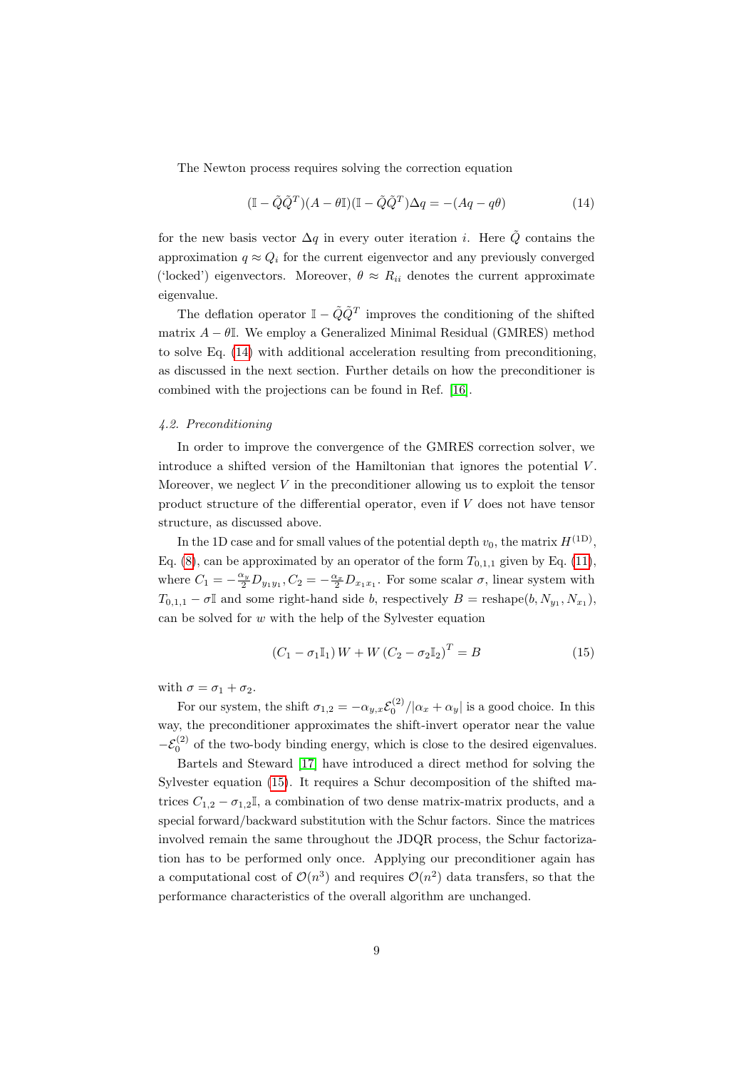The Newton process requires solving the correction equation

$$(\mathbb{I} - \tilde{Q}\tilde{Q}^T)(A - \theta\mathbb{I})(\mathbb{I} - \tilde{Q}\tilde{Q}^T)\Delta q = -(Aq - q\theta) \tag{14}$$

for the new basis vector $\Delta q$ in every outer iteration $i$. Here $\tilde{Q}$ contains the approximation $q \approx Q_i$ for the current eigenvector and any previously converged ('locked') eigenvectors. Moreover, $\theta \approx R_{ii}$ denotes the current approximate eigenvalue.

The deflation operator $\mathbb{I} - \tilde{Q}\tilde{Q}^T$ improves the conditioning of the shifted matrix $A - \theta\mathbb{I}$. We employ a Generalized Minimal Residual (GMRES) method to solve Eq. (14) with additional acceleration resulting from preconditioning, as discussed in the next section. Further details on how the preconditioner is combined with the projections can be found in Ref. [16].

### *4.2. Preconditioning*

In order to improve the convergence of the GMRES correction solver, we introduce a shifted version of the Hamiltonian that ignores the potential $V$. Moreover, we neglect $V$ in the preconditioner allowing us to exploit the tensor product structure of the differential operator, even if $V$ does not have tensor structure, as discussed above.

In the 1D case and for small values of the potential depth $v_0$, the matrix $H^{(1\mathrm{D})}$, Eq. (8), can be approximated by an operator of the form $T_{0,1,1}$ given by Eq. (11), where $C_1 = -\frac{\alpha_y}{2} D_{y_1 y_1}, C_2 = -\frac{\alpha_x}{2} D_{x_1 x_1}$. For some scalar $\sigma$, linear system with $T_{0,1,1} - \sigma\mathbb{I}$ and some right-hand side $b$, respectively $B = \mathrm{reshape}(b, N_{y_1}, N_{x_1})$, can be solved for $w$ with the help of the Sylvester equation

$$(C_1 - \sigma_1 \mathbb{I}_1) W + W (C_2 - \sigma_2 \mathbb{I}_2)^T = B \tag{15}$$

with $\sigma = \sigma_1 + \sigma_2$.

For our system, the shift $\sigma_{1,2} = -\alpha_{y,x}\mathcal{E}_0^{(2)}/|\alpha_x + \alpha_y|$ is a good choice. In this way, the preconditioner approximates the shift-invert operator near the value $-\mathcal{E}_0^{(2)}$ of the two-body binding energy, which is close to the desired eigenvalues.

Bartels and Steward [17] have introduced a direct method for solving the Sylvester equation (15). It requires a Schur decomposition of the shifted matrices $C_{1,2} - \sigma_{1,2}\mathbb{I}$, a combination of two dense matrix-matrix products, and a special forward/backward substitution with the Schur factors. Since the matrices involved remain the same throughout the JDQR process, the Schur factorization has to be performed only once. Applying our preconditioner again has a computational cost of $\mathcal{O}(n^3)$ and requires $\mathcal{O}(n^2)$ data transfers, so that the performance characteristics of the overall algorithm are unchanged.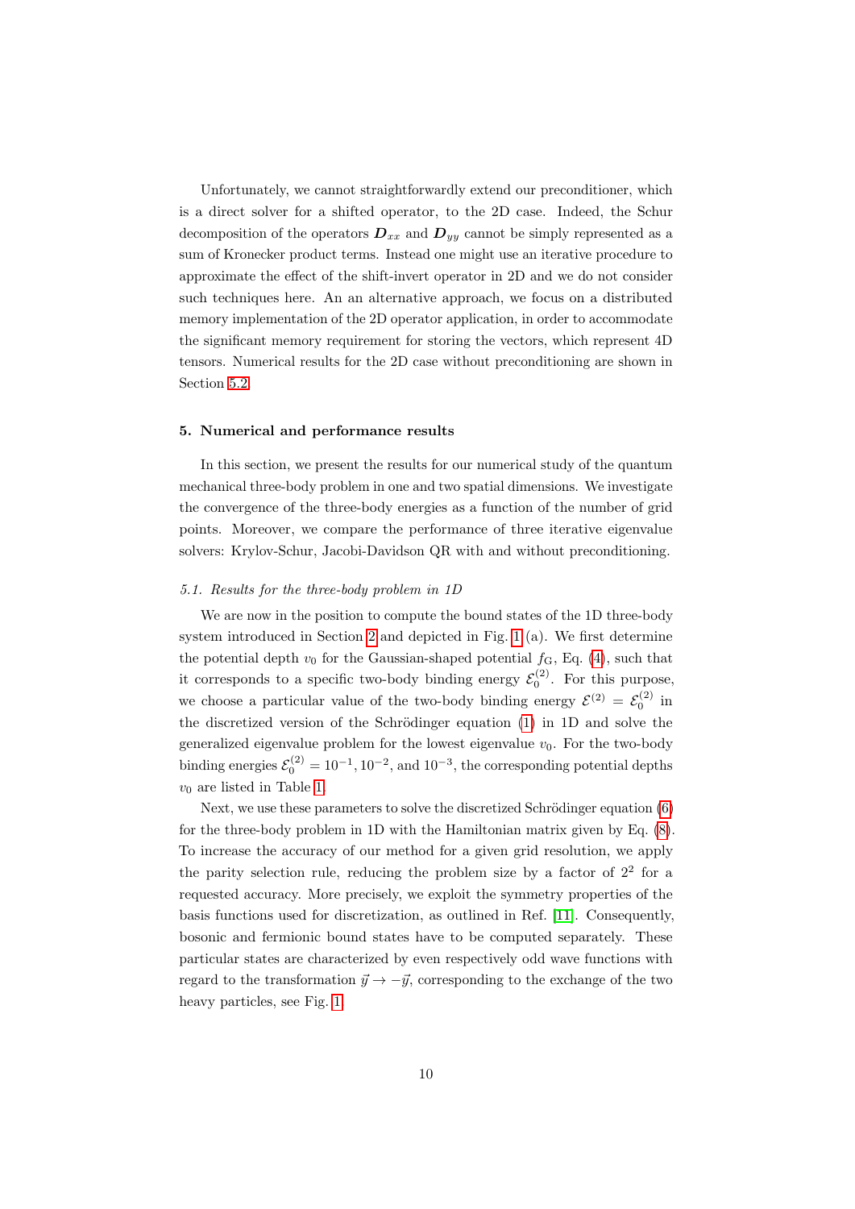Unfortunately, we cannot straightforwardly extend our preconditioner, which is a direct solver for a shifted operator, to the 2D case. Indeed, the Schur decomposition of the operators $\boldsymbol{D}_{xx}$ and $\boldsymbol{D}_{yy}$ cannot be simply represented as a sum of Kronecker product terms. Instead one might use an iterative procedure to approximate the effect of the shift-invert operator in 2D and we do not consider such techniques here. An an alternative approach, we focus on a distributed memory implementation of the 2D operator application, in order to accommodate the significant memory requirement for storing the vectors, which represent 4D tensors. Numerical results for the 2D case without preconditioning are shown in Section 5.2.

## 5. Numerical and performance results

In this section, we present the results for our numerical study of the quantum mechanical three-body problem in one and two spatial dimensions. We investigate the convergence of the three-body energies as a function of the number of grid points. Moreover, we compare the performance of three iterative eigenvalue solvers: Krylov-Schur, Jacobi-Davidson QR with and without preconditioning.

### *5.1. Results for the three-body problem in 1D*

We are now in the position to compute the bound states of the 1D three-body system introduced in Section 2 and depicted in Fig. 1 (a). We first determine the potential depth $v_0$ for the Gaussian-shaped potential $f_{\mathrm{G}}$, Eq. (4), such that it corresponds to a specific two-body binding energy $\mathcal{E}_0^{(2)}$. For this purpose, we choose a particular value of the two-body binding energy $\mathcal{E}^{(2)} = \mathcal{E}_0^{(2)}$ in the discretized version of the Schrödinger equation (1) in 1D and solve the generalized eigenvalue problem for the lowest eigenvalue $v_0$. For the two-body binding energies $\mathcal{E}_0^{(2)} = 10^{-1}, 10^{-2}$, and $10^{-3}$, the corresponding potential depths $v_0$ are listed in Table 1.

Next, we use these parameters to solve the discretized Schrödinger equation (6) for the three-body problem in 1D with the Hamiltonian matrix given by Eq. (8). To increase the accuracy of our method for a given grid resolution, we apply the parity selection rule, reducing the problem size by a factor of $2^2$ for a requested accuracy. More precisely, we exploit the symmetry properties of the basis functions used for discretization, as outlined in Ref. [11]. Consequently, bosonic and fermionic bound states have to be computed separately. These particular states are characterized by even respectively odd wave functions with regard to the transformation $\vec{y} \rightarrow -\vec{y}$, corresponding to the exchange of the two heavy particles, see Fig. 1.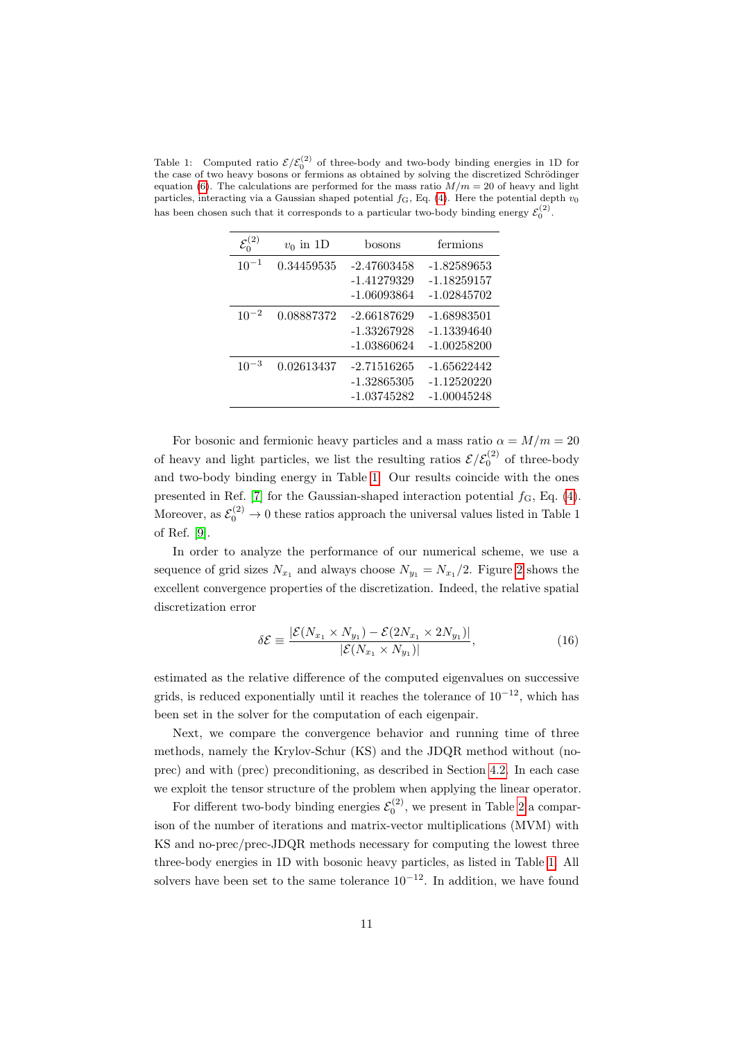Table 1: Computed ratio $\mathcal{E}/\mathcal{E}_0^{(2)}$ of three-body and two-body binding energies in 1D for the case of two heavy bosons or fermions as obtained by solving the discretized Schrödinger equation (6). The calculations are performed for the mass ratio $M/m = 20$ of heavy and light particles, interacting via a Gaussian shaped potential $f_{\mathrm{G}}$, Eq. (4). Here the potential depth $v_0$ has been chosen such that it corresponds to a particular two-body binding energy $\mathcal{E}_0^{(2)}$.

| $\mathcal{E}_0^{(2)}$ | $v_0$ in 1D | bosons | fermions |
|---|---|---|---|
| $10^{-1}$ | 0.34459535 | -2.47603458 | -1.82589653 |
| | | -1.41279329 | -1.18259157 |
| | | -1.06093864 | -1.02845702 |
| $10^{-2}$ | 0.08887372 | -2.66187629 | -1.68983501 |
| | | -1.33267928 | -1.13394640 |
| | | -1.03860624 | -1.00258200 |
| $10^{-3}$ | 0.02613437 | -2.71516265 | -1.65622442 |
| | | -1.32865305 | -1.12520220 |
| | | -1.03745282 | -1.00045248 |

For bosonic and fermionic heavy particles and a mass ratio $\alpha = M/m = 20$ of heavy and light particles, we list the resulting ratios $\mathcal{E}/\mathcal{E}_0^{(2)}$ of three-body and two-body binding energy in Table 1. Our results coincide with the ones presented in Ref. [7] for the Gaussian-shaped interaction potential $f_{\mathrm{G}}$, Eq. (4). Moreover, as $\mathcal{E}_0^{(2)} \to 0$ these ratios approach the universal values listed in Table 1 of Ref. [9].

In order to analyze the performance of our numerical scheme, we use a sequence of grid sizes $N_{x_1}$ and always choose $N_{y_1} = N_{x_1}/2$. Figure 2 shows the excellent convergence properties of the discretization. Indeed, the relative spatial discretization error

$$\delta\mathcal{E} \equiv \frac{|\mathcal{E}(N_{x_1} \times N_{y_1}) - \mathcal{E}(2N_{x_1} \times 2N_{y_1})|}{|\mathcal{E}(N_{x_1} \times N_{y_1})|}, \tag{16}$$

estimated as the relative difference of the computed eigenvalues on successive grids, is reduced exponentially until it reaches the tolerance of $10^{-12}$, which has been set in the solver for the computation of each eigenpair.

Next, we compare the convergence behavior and running time of three methods, namely the Krylov-Schur (KS) and the JDQR method without (no-prec) and with (prec) preconditioning, as described in Section 4.2. In each case we exploit the tensor structure of the problem when applying the linear operator.

For different two-body binding energies $\mathcal{E}_0^{(2)}$, we present in Table 2 a comparison of the number of iterations and matrix-vector multiplications (MVM) with KS and no-prec/prec-JDQR methods necessary for computing the lowest three three-body energies in 1D with bosonic heavy particles, as listed in Table 1. All solvers have been set to the same tolerance $10^{-12}$. In addition, we have found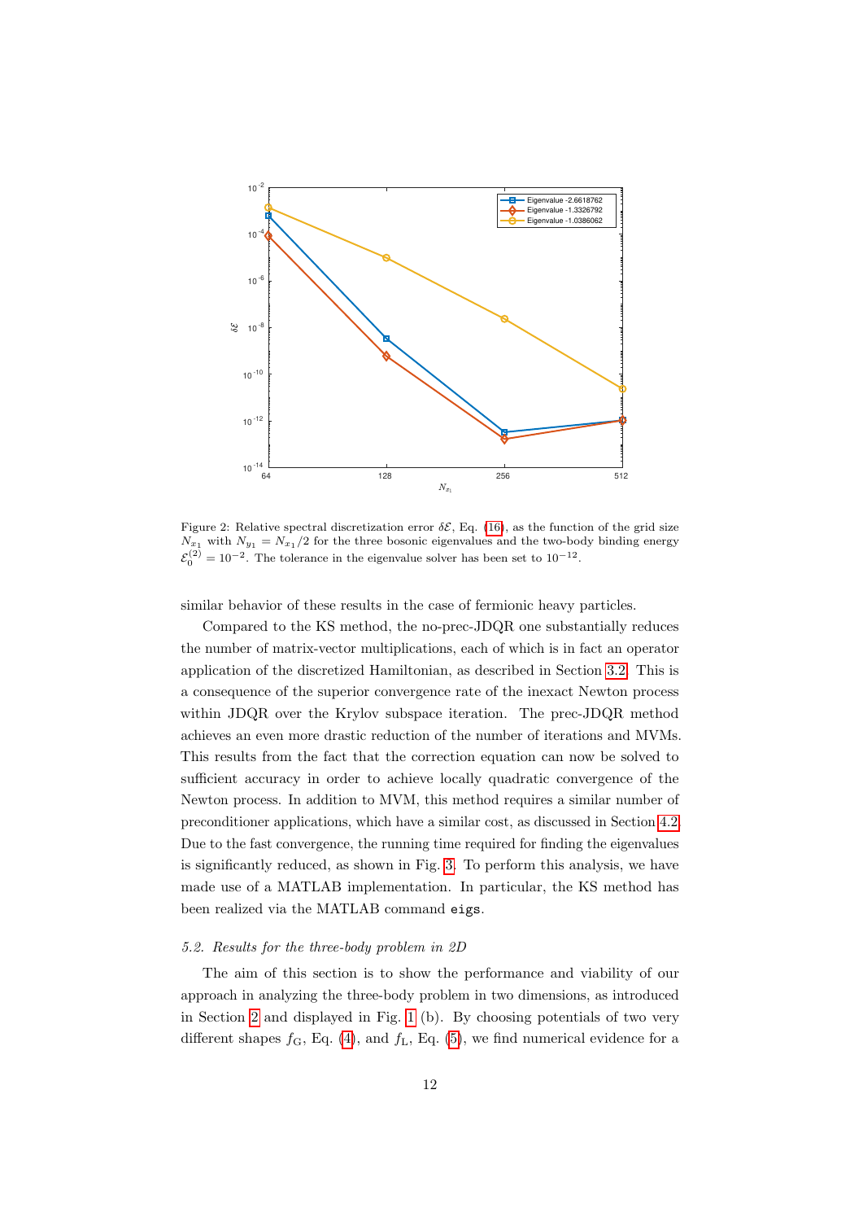Figure 2: Relative spectral discretization error $\delta\mathcal{E}$, Eq. (16), as the function of the grid size $N_{x_1}$ with $N_{y_1} = N_{x_1}/2$ for the three bosonic eigenvalues and the two-body binding energy $\mathcal{E}_0^{(2)} = 10^{-2}$. The tolerance in the eigenvalue solver has been set to $10^{-12}$.

similar behavior of these results in the case of fermionic heavy particles.

Compared to the KS method, the no-prec-JDQR one substantially reduces the number of matrix-vector multiplications, each of which is in fact an operator application of the discretized Hamiltonian, as described in Section 3.2. This is a consequence of the superior convergence rate of the inexact Newton process within JDQR over the Krylov subspace iteration. The prec-JDQR method achieves an even more drastic reduction of the number of iterations and MVMs. This results from the fact that the correction equation can now be solved to sufficient accuracy in order to achieve locally quadratic convergence of the Newton process. In addition to MVM, this method requires a similar number of preconditioner applications, which have a similar cost, as discussed in Section 4.2. Due to the fast convergence, the running time required for finding the eigenvalues is significantly reduced, as shown in Fig. 3. To perform this analysis, we have made use of a MATLAB implementation. In particular, the KS method has been realized via the MATLAB command `eigs`.

### 5.2. Results for the three-body problem in 2D

The aim of this section is to show the performance and viability of our approach in analyzing the three-body problem in two dimensions, as introduced in Section 2 and displayed in Fig. 1 (b). By choosing potentials of two very different shapes $f_{\mathrm{G}}$, Eq. (4), and $f_{\mathrm{L}}$, Eq. (5), we find numerical evidence for a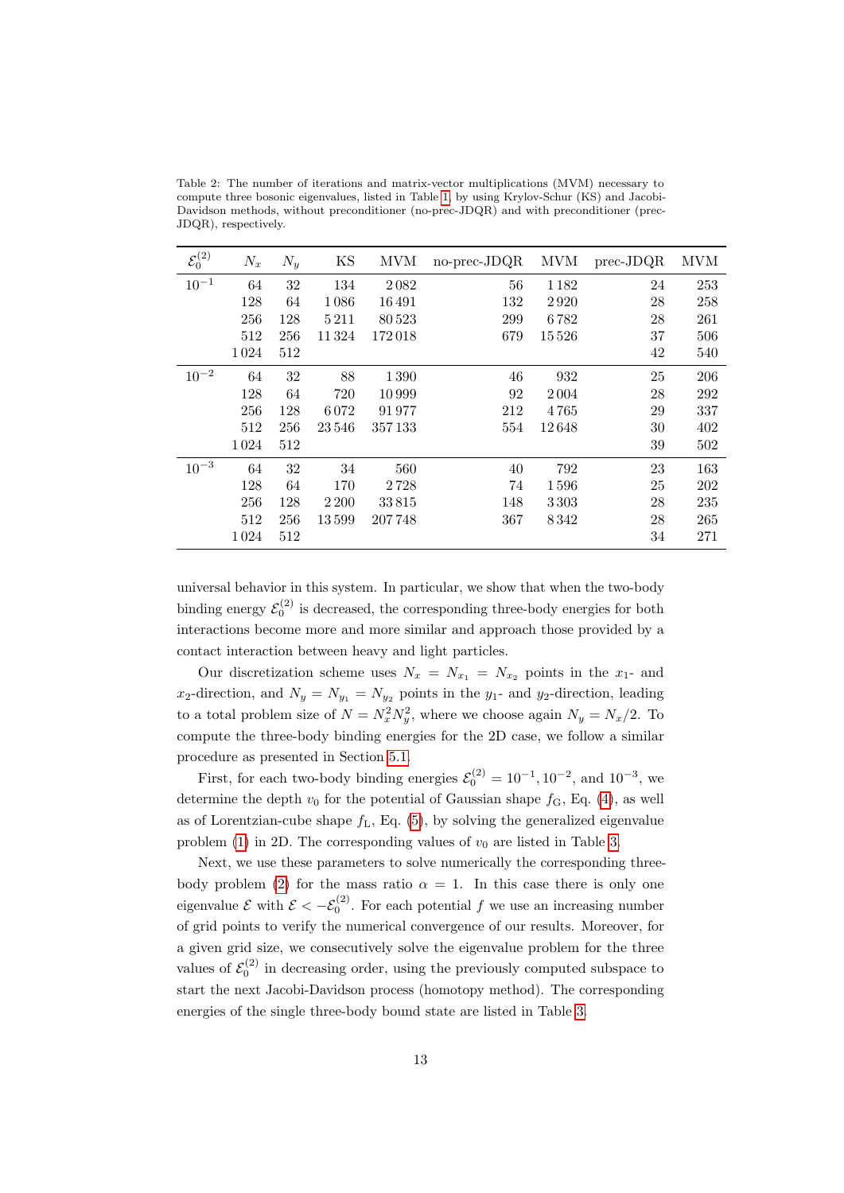Table 2: The number of iterations and matrix-vector multiplications (MVM) necessary to compute three bosonic eigenvalues, listed in Table 1, by using Krylov-Schur (KS) and Jacobi-Davidson methods, without preconditioner (no-prec-JDQR) and with preconditioner (prec-JDQR), respectively.

| $\mathcal{E}_0^{(2)}$ | $N_x$ | $N_y$ | KS | MVM | no-prec-JDQR | MVM | prec-JDQR | MVM |
|---|---|---|---|---|---|---|---|---|
| $10^{-1}$ | 64 | 32 | 134 | 2 082 | 56 | 1 182 | 24 | 253 |
| | 128 | 64 | 1 086 | 16 491 | 132 | 2 920 | 28 | 258 |
| | 256 | 128 | 5 211 | 80 523 | 299 | 6 782 | 28 | 261 |
| | 512 | 256 | 11 324 | 172 018 | 679 | 15 526 | 37 | 506 |
| | 1 024 | 512 | | | | | 42 | 540 |
| $10^{-2}$ | 64 | 32 | 88 | 1 390 | 46 | 932 | 25 | 206 |
| | 128 | 64 | 720 | 10 999 | 92 | 2 004 | 28 | 292 |
| | 256 | 128 | 6 072 | 91 977 | 212 | 4 765 | 29 | 337 |
| | 512 | 256 | 23 546 | 357 133 | 554 | 12 648 | 30 | 402 |
| | 1 024 | 512 | | | | | 39 | 502 |
| $10^{-3}$ | 64 | 32 | 34 | 560 | 40 | 792 | 23 | 163 |
| | 128 | 64 | 170 | 2 728 | 74 | 1 596 | 25 | 202 |
| | 256 | 128 | 2 200 | 33 815 | 148 | 3 303 | 28 | 235 |
| | 512 | 256 | 13 599 | 207 748 | 367 | 8 342 | 28 | 265 |
| | 1 024 | 512 | | | | | 34 | 271 |

universal behavior in this system. In particular, we show that when the two-body binding energy $\mathcal{E}_0^{(2)}$ is decreased, the corresponding three-body energies for both interactions become more and more similar and approach those provided by a contact interaction between heavy and light particles.

Our discretization scheme uses $N_x = N_{x_1} = N_{x_2}$ points in the $x_1$- and $x_2$-direction, and $N_y = N_{y_1} = N_{y_2}$ points in the $y_1$- and $y_2$-direction, leading to a total problem size of $N = N_x^2 N_y^2$, where we choose again $N_y = N_x/2$. To compute the three-body binding energies for the 2D case, we follow a similar procedure as presented in Section 5.1.

First, for each two-body binding energies $\mathcal{E}_0^{(2)} = 10^{-1}, 10^{-2}$, and $10^{-3}$, we determine the depth $v_0$ for the potential of Gaussian shape $f_{\mathrm{G}}$, Eq. (4), as well as of Lorentzian-cube shape $f_{\mathrm{L}}$, Eq. (5), by solving the generalized eigenvalue problem (1) in 2D. The corresponding values of $v_0$ are listed in Table 3.

Next, we use these parameters to solve numerically the corresponding three-body problem (2) for the mass ratio $\alpha = 1$. In this case there is only one eigenvalue $\mathcal{E}$ with $\mathcal{E} < -\mathcal{E}_0^{(2)}$. For each potential $f$ we use an increasing number of grid points to verify the numerical convergence of our results. Moreover, for a given grid size, we consecutively solve the eigenvalue problem for the three values of $\mathcal{E}_0^{(2)}$ in decreasing order, using the previously computed subspace to start the next Jacobi-Davidson process (homotopy method). The corresponding energies of the single three-body bound state are listed in Table 3.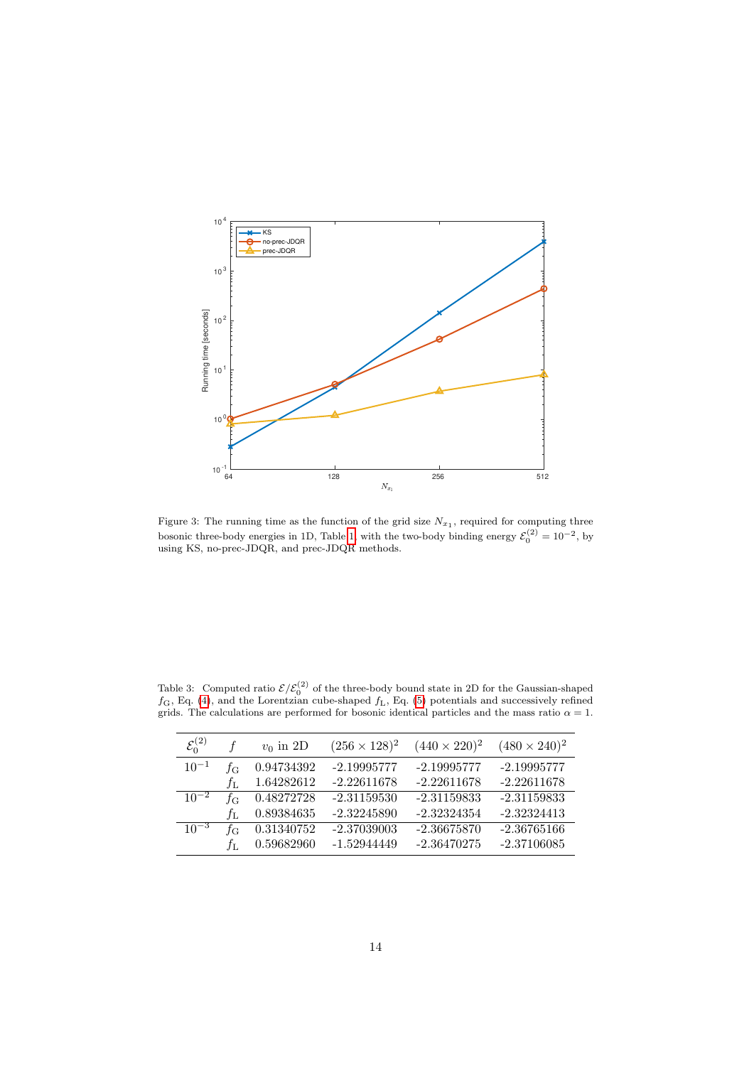Figure 3: The running time as the function of the grid size $N_{x_1}$, required for computing three bosonic three-body energies in 1D, Table 1 with the two-body binding energy $\mathcal{E}_0^{(2)} = 10^{-2}$, by using KS, no-prec-JDQR, and prec-JDQR methods.

Table 3: Computed ratio $\mathcal{E}/\mathcal{E}_0^{(2)}$ of the three-body bound state in 2D for the Gaussian-shaped $f_{\mathrm{G}}$, Eq. (4), and the Lorentzian cube-shaped $f_{\mathrm{L}}$, Eq. (5) potentials and successively refined grids. The calculations are performed for bosonic identical particles and the mass ratio $\alpha = 1$.

| $\mathcal{E}_0^{(2)}$ | $f$ | $v_0$ in 2D | $(256 \times 128)^2$ | $(440 \times 220)^2$ | $(480 \times 240)^2$ |
|---|---|---|---|---|---|
| $10^{-1}$ | $f_{\mathrm{G}}$ | 0.94734392 | -2.19995777 | -2.19995777 | -2.19995777 |
| | $f_{\mathrm{L}}$ | 1.64282612 | -2.22611678 | -2.22611678 | -2.22611678 |
| $10^{-2}$ | $f_{\mathrm{G}}$ | 0.48272728 | -2.31159530 | -2.31159833 | -2.31159833 |
| | $f_{\mathrm{L}}$ | 0.89384635 | -2.32245890 | -2.32324354 | -2.32324413 |
| $10^{-3}$ | $f_{\mathrm{G}}$ | 0.31340752 | -2.37039003 | -2.36675870 | -2.36765166 |
| | $f_{\mathrm{L}}$ | 0.59682960 | -1.52944449 | -2.36470275 | -2.37106085 |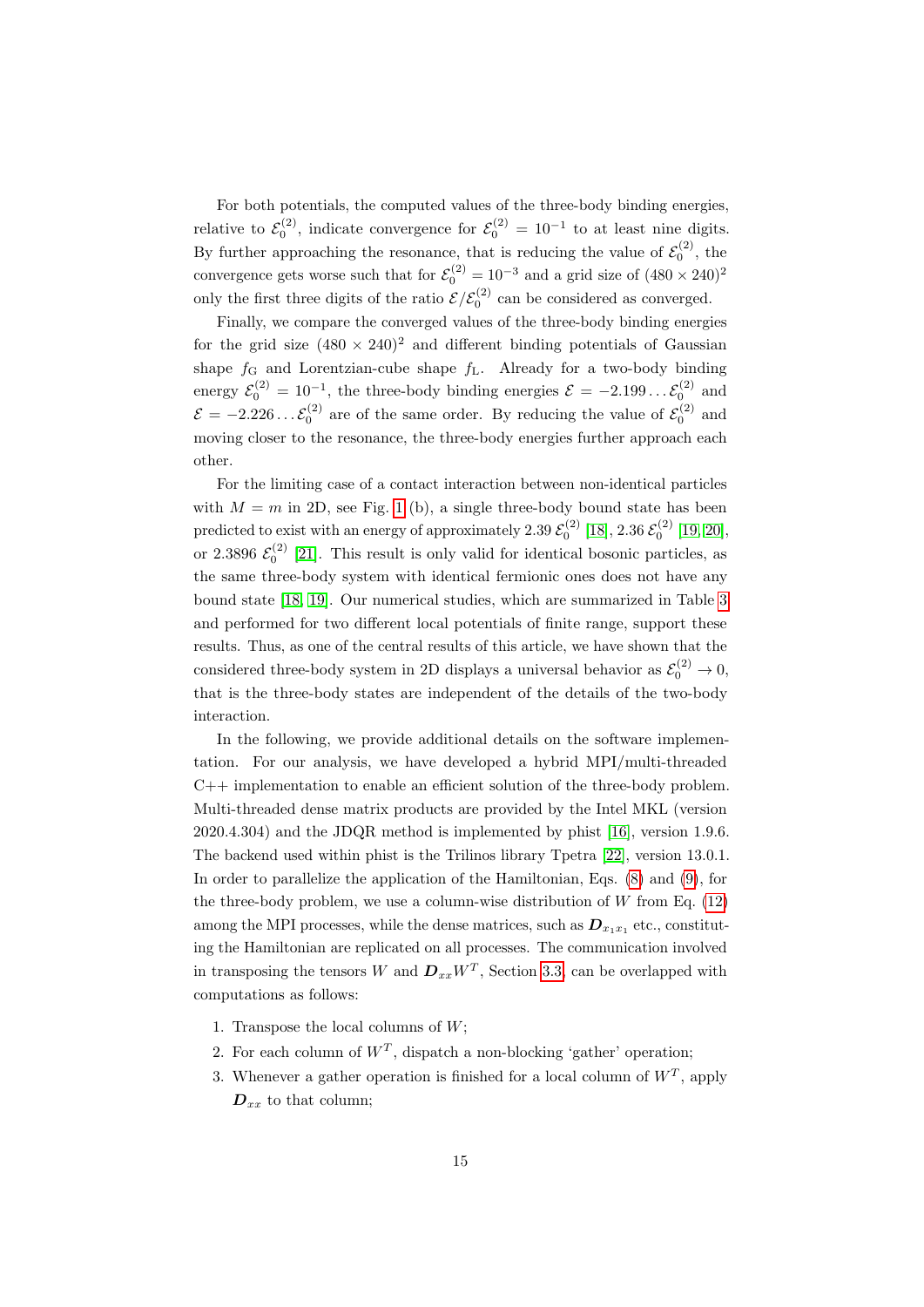For both potentials, the computed values of the three-body binding energies, relative to $\mathcal{E}_0^{(2)}$, indicate convergence for $\mathcal{E}_0^{(2)} = 10^{-1}$ to at least nine digits. By further approaching the resonance, that is reducing the value of $\mathcal{E}_0^{(2)}$, the convergence gets worse such that for $\mathcal{E}_0^{(2)} = 10^{-3}$ and a grid size of $(480 \times 240)^2$ only the first three digits of the ratio $\mathcal{E}/\mathcal{E}_0^{(2)}$ can be considered as converged.

Finally, we compare the converged values of the three-body binding energies for the grid size $(480 \times 240)^2$ and different binding potentials of Gaussian shape $f_{\mathrm{G}}$ and Lorentzian-cube shape $f_{\mathrm{L}}$. Already for a two-body binding energy $\mathcal{E}_0^{(2)} = 10^{-1}$, the three-body binding energies $\mathcal{E} = -2.199\ldots\mathcal{E}_0^{(2)}$ and $\mathcal{E} = -2.226\ldots\mathcal{E}_0^{(2)}$ are of the same order. By reducing the value of $\mathcal{E}_0^{(2)}$ and moving closer to the resonance, the three-body energies further approach each other.

For the limiting case of a contact interaction between non-identical particles with $M = m$ in 2D, see Fig. 1 (b), a single three-body bound state has been predicted to exist with an energy of approximately $2.39\,\mathcal{E}_0^{(2)}$ [18], $2.36\,\mathcal{E}_0^{(2)}$ [19, 20], or $2.3896\,\mathcal{E}_0^{(2)}$ [21]. This result is only valid for identical bosonic particles, as the same three-body system with identical fermionic ones does not have any bound state [18, 19]. Our numerical studies, which are summarized in Table 3 and performed for two different local potentials of finite range, support these results. Thus, as one of the central results of this article, we have shown that the considered three-body system in 2D displays a universal behavior as $\mathcal{E}_0^{(2)} \to 0$, that is the three-body states are independent of the details of the two-body interaction.

In the following, we provide additional details on the software implementation. For our analysis, we have developed a hybrid MPI/multi-threaded C++ implementation to enable an efficient solution of the three-body problem. Multi-threaded dense matrix products are provided by the Intel MKL (version 2020.4.304) and the JDQR method is implemented by phist [16], version 1.9.6. The backend used within phist is the Trilinos library Tpetra [22], version 13.0.1. In order to parallelize the application of the Hamiltonian, Eqs. (8) and (9), for the three-body problem, we use a column-wise distribution of $W$ from Eq. (12) among the MPI processes, while the dense matrices, such as $\boldsymbol{D}_{x_1x_1}$ etc., constituting the Hamiltonian are replicated on all processes. The communication involved in transposing the tensors $W$ and $\boldsymbol{D}_{xx}W^T$, Section 3.3, can be overlapped with computations as follows:

1. Transpose the local columns of $W$;
2. For each column of $W^T$, dispatch a non-blocking 'gather' operation;
3. Whenever a gather operation is finished for a local column of $W^T$, apply $\boldsymbol{D}_{xx}$ to that column;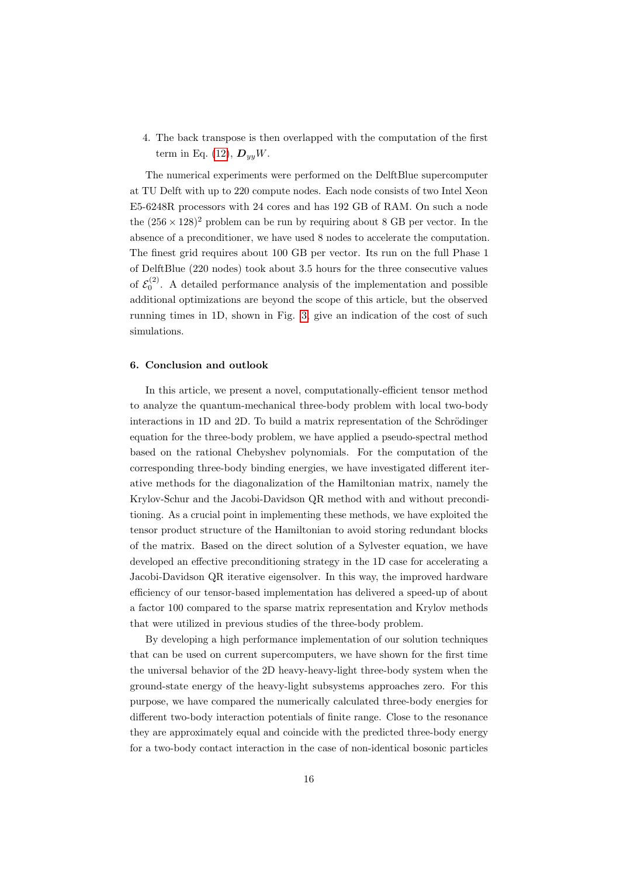4. The back transpose is then overlapped with the computation of the first term in Eq. (12), $\boldsymbol{D}_{yy}W$.

The numerical experiments were performed on the DelftBlue supercomputer at TU Delft with up to 220 compute nodes. Each node consists of two Intel Xeon E5-6248R processors with 24 cores and has 192 GB of RAM. On such a node the $(256 \times 128)^2$ problem can be run by requiring about 8 GB per vector. In the absence of a preconditioner, we have used 8 nodes to accelerate the computation. The finest grid requires about 100 GB per vector. Its run on the full Phase 1 of DelftBlue (220 nodes) took about 3.5 hours for the three consecutive values of $\mathcal{E}_0^{(2)}$. A detailed performance analysis of the implementation and possible additional optimizations are beyond the scope of this article, but the observed running times in 1D, shown in Fig. 3, give an indication of the cost of such simulations.

## 6. Conclusion and outlook

In this article, we present a novel, computationally-efficient tensor method to analyze the quantum-mechanical three-body problem with local two-body interactions in 1D and 2D. To build a matrix representation of the Schrödinger equation for the three-body problem, we have applied a pseudo-spectral method based on the rational Chebyshev polynomials. For the computation of the corresponding three-body binding energies, we have investigated different iterative methods for the diagonalization of the Hamiltonian matrix, namely the Krylov-Schur and the Jacobi-Davidson QR method with and without preconditioning. As a crucial point in implementing these methods, we have exploited the tensor product structure of the Hamiltonian to avoid storing redundant blocks of the matrix. Based on the direct solution of a Sylvester equation, we have developed an effective preconditioning strategy in the 1D case for accelerating a Jacobi-Davidson QR iterative eigensolver. In this way, the improved hardware efficiency of our tensor-based implementation has delivered a speed-up of about a factor 100 compared to the sparse matrix representation and Krylov methods that were utilized in previous studies of the three-body problem.

By developing a high performance implementation of our solution techniques that can be used on current supercomputers, we have shown for the first time the universal behavior of the 2D heavy-heavy-light three-body system when the ground-state energy of the heavy-light subsystems approaches zero. For this purpose, we have compared the numerically calculated three-body energies for different two-body interaction potentials of finite range. Close to the resonance they are approximately equal and coincide with the predicted three-body energy for a two-body contact interaction in the case of non-identical bosonic particles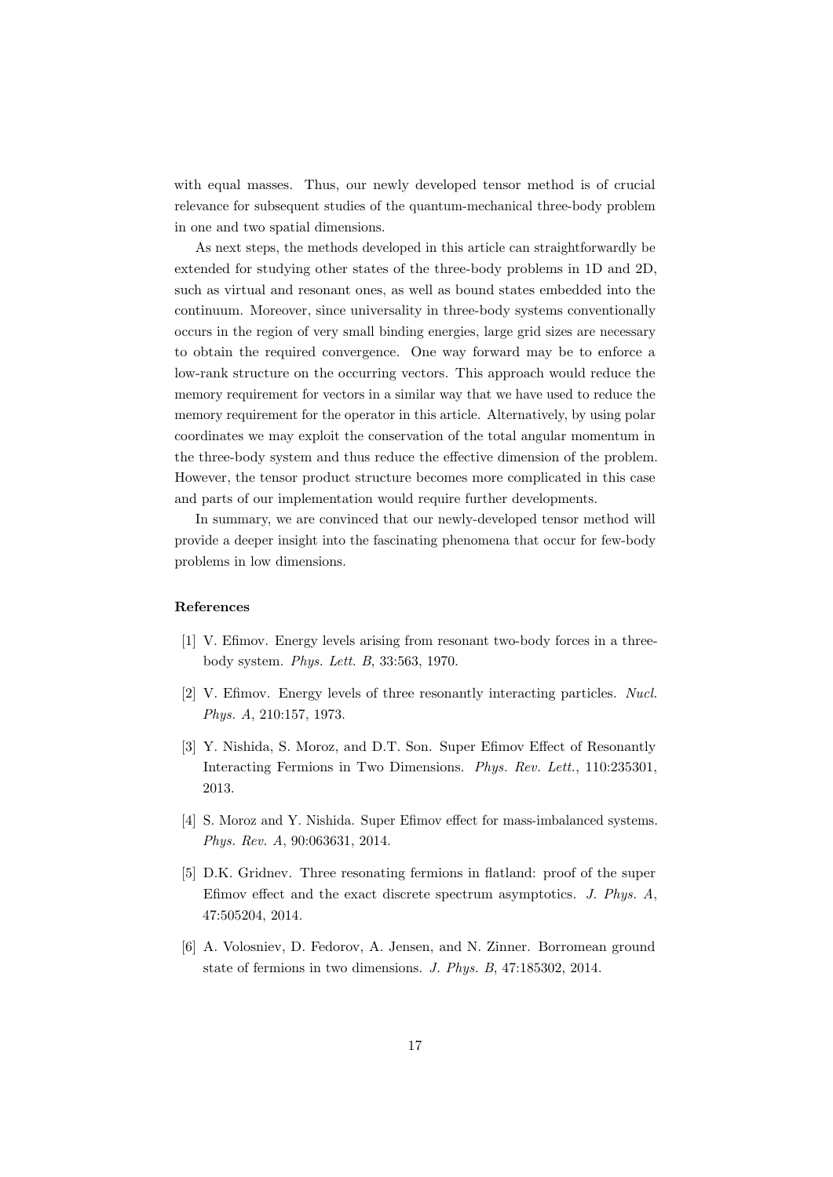with equal masses. Thus, our newly developed tensor method is of crucial relevance for subsequent studies of the quantum-mechanical three-body problem in one and two spatial dimensions.

As next steps, the methods developed in this article can straightforwardly be extended for studying other states of the three-body problems in 1D and 2D, such as virtual and resonant ones, as well as bound states embedded into the continuum. Moreover, since universality in three-body systems conventionally occurs in the region of very small binding energies, large grid sizes are necessary to obtain the required convergence. One way forward may be to enforce a low-rank structure on the occurring vectors. This approach would reduce the memory requirement for vectors in a similar way that we have used to reduce the memory requirement for the operator in this article. Alternatively, by using polar coordinates we may exploit the conservation of the total angular momentum in the three-body system and thus reduce the effective dimension of the problem. However, the tensor product structure becomes more complicated in this case and parts of our implementation would require further developments.

In summary, we are convinced that our newly-developed tensor method will provide a deeper insight into the fascinating phenomena that occur for few-body problems in low dimensions.

### References

[1] V. Efimov. Energy levels arising from resonant two-body forces in a three-body system. *Phys. Lett. B*, 33:563, 1970.

[2] V. Efimov. Energy levels of three resonantly interacting particles. *Nucl. Phys. A*, 210:157, 1973.

[3] Y. Nishida, S. Moroz, and D.T. Son. Super Efimov Effect of Resonantly Interacting Fermions in Two Dimensions. *Phys. Rev. Lett.*, 110:235301, 2013.

[4] S. Moroz and Y. Nishida. Super Efimov effect for mass-imbalanced systems. *Phys. Rev. A*, 90:063631, 2014.

[5] D.K. Gridnev. Three resonating fermions in flatland: proof of the super Efimov effect and the exact discrete spectrum asymptotics. *J. Phys. A*, 47:505204, 2014.

[6] A. Volosniev, D. Fedorov, A. Jensen, and N. Zinner. Borromean ground state of fermions in two dimensions. *J. Phys. B*, 47:185302, 2014.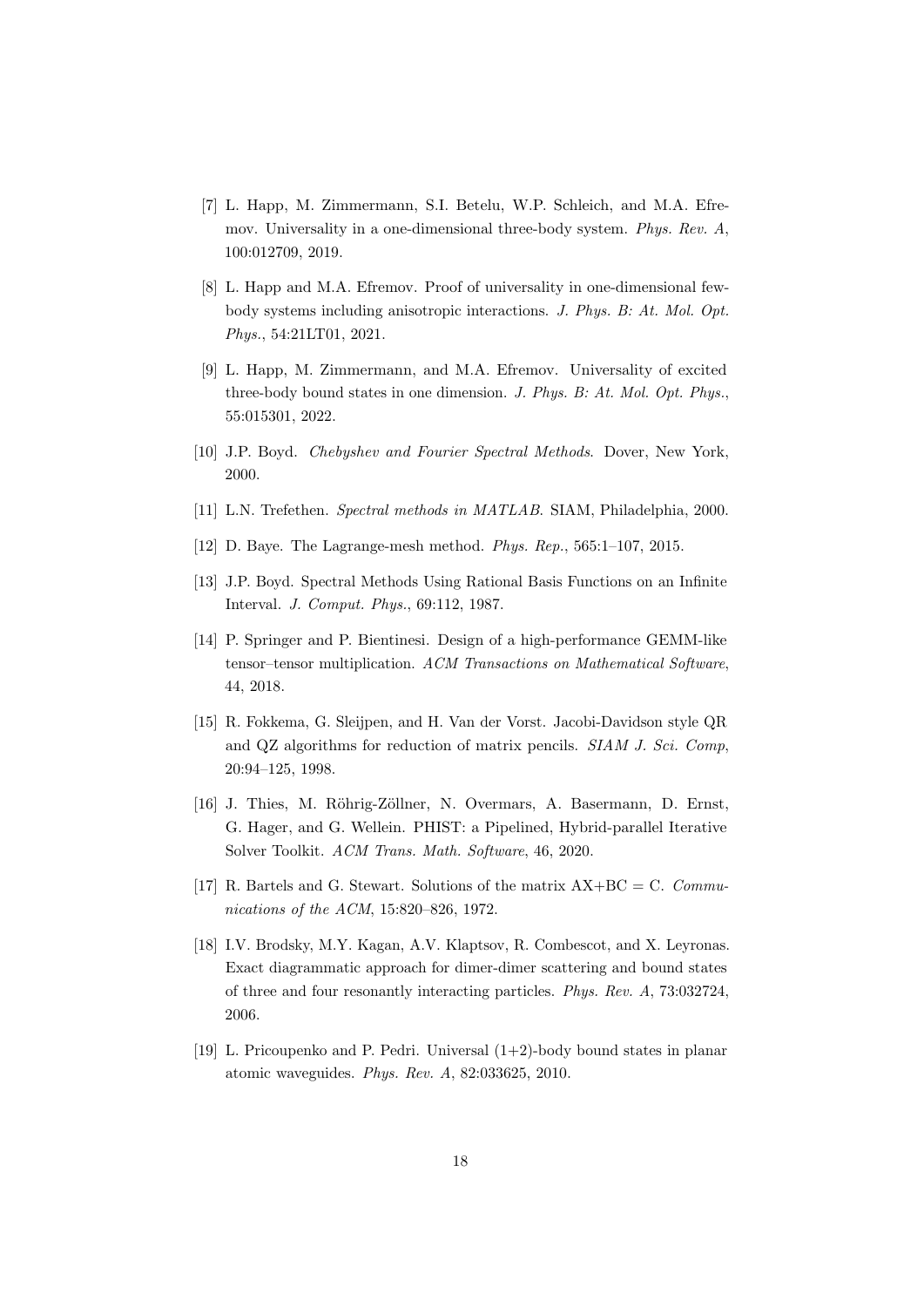[7] L. Happ, M. Zimmermann, S.I. Betelu, W.P. Schleich, and M.A. Efremov. Universality in a one-dimensional three-body system. *Phys. Rev. A*, 100:012709, 2019.

[8] L. Happ and M.A. Efremov. Proof of universality in one-dimensional few-body systems including anisotropic interactions. *J. Phys. B: At. Mol. Opt. Phys.*, 54:21LT01, 2021.

[9] L. Happ, M. Zimmermann, and M.A. Efremov. Universality of excited three-body bound states in one dimension. *J. Phys. B: At. Mol. Opt. Phys.*, 55:015301, 2022.

[10] J.P. Boyd. *Chebyshev and Fourier Spectral Methods*. Dover, New York, 2000.

[11] L.N. Trefethen. *Spectral methods in MATLAB*. SIAM, Philadelphia, 2000.

[12] D. Baye. The Lagrange-mesh method. *Phys. Rep.*, 565:1–107, 2015.

[13] J.P. Boyd. Spectral Methods Using Rational Basis Functions on an Infinite Interval. *J. Comput. Phys.*, 69:112, 1987.

[14] P. Springer and P. Bientinesi. Design of a high-performance GEMM-like tensor–tensor multiplication. *ACM Transactions on Mathematical Software*, 44, 2018.

[15] R. Fokkema, G. Sleijpen, and H. Van der Vorst. Jacobi-Davidson style QR and QZ algorithms for reduction of matrix pencils. *SIAM J. Sci. Comp*, 20:94–125, 1998.

[16] J. Thies, M. Röhrig-Zöllner, N. Overmars, A. Basermann, D. Ernst, G. Hager, and G. Wellein. PHIST: a Pipelined, Hybrid-parallel Iterative Solver Toolkit. *ACM Trans. Math. Software*, 46, 2020.

[17] R. Bartels and G. Stewart. Solutions of the matrix AX+BC = C. *Communications of the ACM*, 15:820–826, 1972.

[18] I.V. Brodsky, M.Y. Kagan, A.V. Klaptsov, R. Combescot, and X. Leyronas. Exact diagrammatic approach for dimer-dimer scattering and bound states of three and four resonantly interacting particles. *Phys. Rev. A*, 73:032724, 2006.

[19] L. Pricoupenko and P. Pedri. Universal (1+2)-body bound states in planar atomic waveguides. *Phys. Rev. A*, 82:033625, 2010.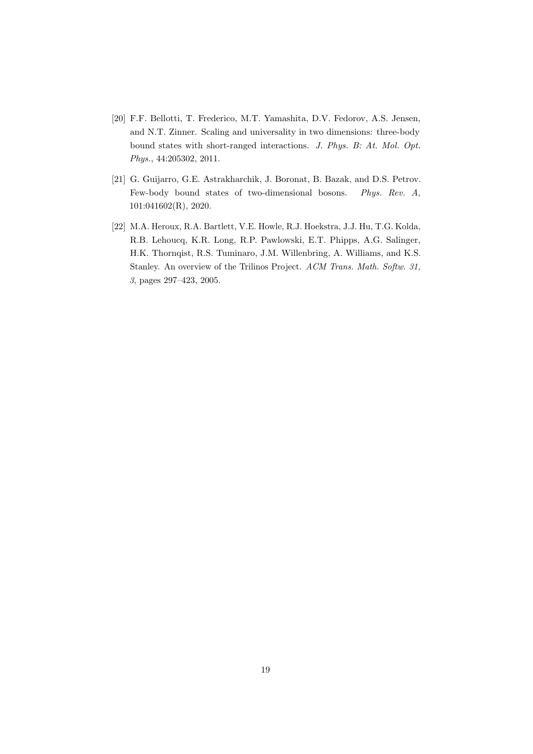[20] F.F. Bellotti, T. Frederico, M.T. Yamashita, D.V. Fedorov, A.S. Jensen, and N.T. Zinner. Scaling and universality in two dimensions: three-body bound states with short-ranged interactions. *J. Phys. B: At. Mol. Opt. Phys.*, 44:205302, 2011.

[21] G. Guijarro, G.E. Astrakharchik, J. Boronat, B. Bazak, and D.S. Petrov. Few-body bound states of two-dimensional bosons. *Phys. Rev. A*, 101:041602(R), 2020.

[22] M.A. Heroux, R.A. Bartlett, V.E. Howle, R.J. Hoekstra, J.J. Hu, T.G. Kolda, R.B. Lehoucq, K.R. Long, R.P. Pawlowski, E.T. Phipps, A.G. Salinger, H.K. Thornqist, R.S. Tuminaro, J.M. Willenbring, A. Williams, and K.S. Stanley. An overview of the Trilinos Project. *ACM Trans. Math. Softw. 31, 3*, pages 297–423, 2005.